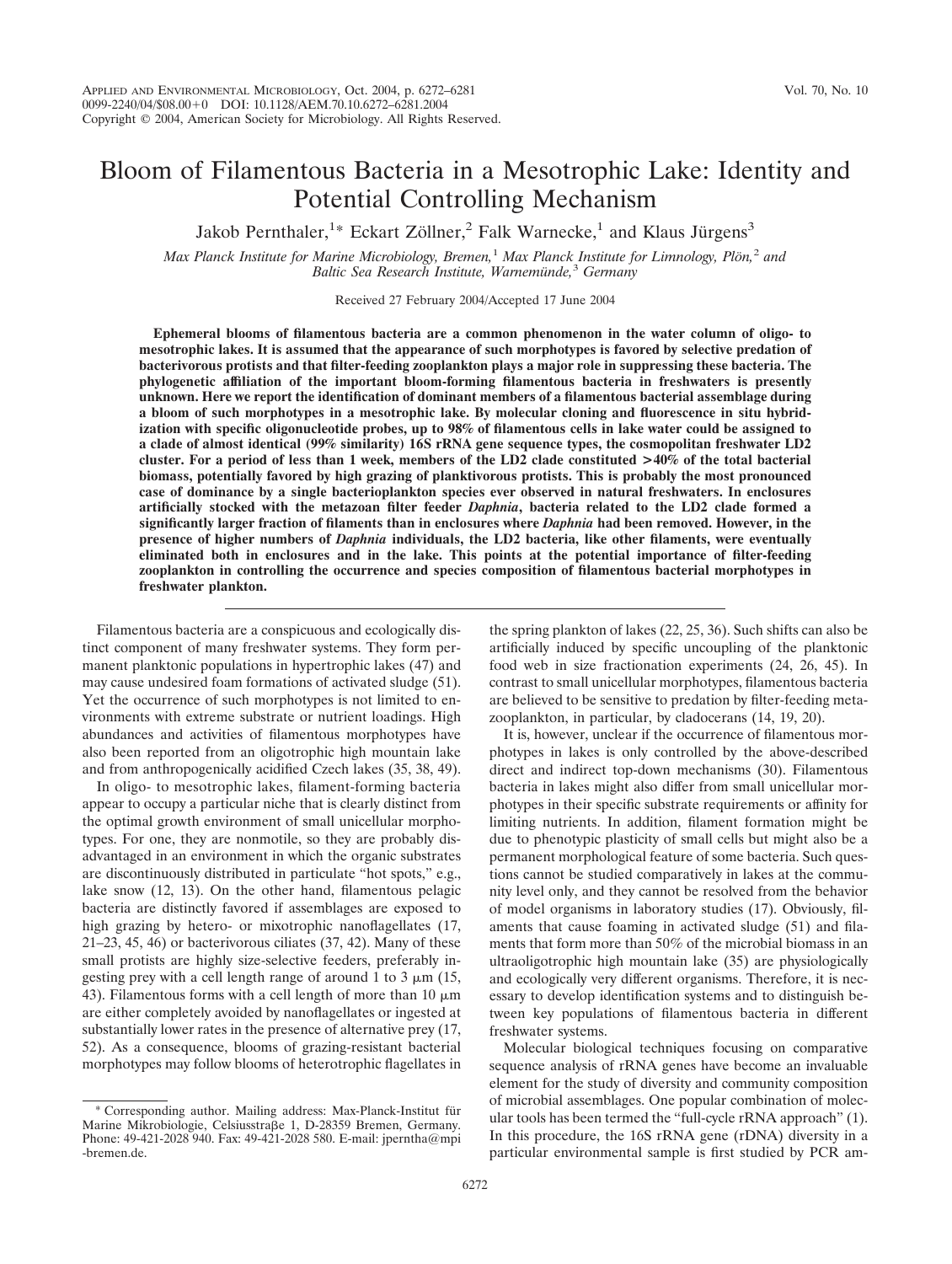# Bloom of Filamentous Bacteria in a Mesotrophic Lake: Identity and Potential Controlling Mechanism

Jakob Pernthaler,[1]* Eckart Zöllner,[2] Falk Warnecke,[1] and Klaus Jürgens[3]

*Max Planck Institute for Marine Microbiology, Bremen,[1] Max Planck Institute for Limnology, Plön,[2] and Baltic Sea Research Institute, Warnemünde,[3] Germany*

Received 27 February 2004/Accepted 17 June 2004

**Ephemeral blooms of filamentous bacteria are a common phenomenon in the water column of oligo- to mesotrophic lakes. It is assumed that the appearance of such morphotypes is favored by selective predation of bacterivorous protists and that filter-feeding zooplankton plays a major role in suppressing these bacteria. The phylogenetic affiliation of the important bloom-forming filamentous bacteria in freshwaters is presently unknown. Here we report the identification of dominant members of a filamentous bacterial assemblage during a bloom of such morphotypes in a mesotrophic lake. By molecular cloning and fluorescence in situ hybridization with specific oligonucleotide probes, up to 98% of filamentous cells in lake water could be assigned to a clade of almost identical (99% similarity) 16S rRNA gene sequence types, the cosmopolitan freshwater LD2 cluster. For a period of less than 1 week, members of the LD2 clade constituted >40% of the total bacterial biomass, potentially favored by high grazing of planktivorous protists. This is probably the most pronounced case of dominance by a single bacterioplankton species ever observed in natural freshwaters. In enclosures artificially stocked with the metazoan filter feeder *Daphnia*, bacteria related to the LD2 clade formed a significantly larger fraction of filaments than in enclosures where *Daphnia* had been removed. However, in the presence of higher numbers of *Daphnia* individuals, the LD2 bacteria, like other filaments, were eventually eliminated both in enclosures and in the lake. This points at the potential importance of filter-feeding zooplankton in controlling the occurrence and species composition of filamentous bacterial morphotypes in freshwater plankton.**

Filamentous bacteria are a conspicuous and ecologically distinct component of many freshwater systems. They form permanent planktonic populations in hypertrophic lakes (47) and may cause undesired foam formations of activated sludge (51). Yet the occurrence of such morphotypes is not limited to environments with extreme substrate or nutrient loadings. High abundances and activities of filamentous morphotypes have also been reported from an oligotrophic high mountain lake and from anthropogenically acidified Czech lakes (35, 38, 49).

In oligo- to mesotrophic lakes, filament-forming bacteria appear to occupy a particular niche that is clearly distinct from the optimal growth environment of small unicellular morphotypes. For one, they are nonmotile, so they are probably disadvantaged in an environment in which the organic substrates are discontinuously distributed in particulate "hot spots," e.g., lake snow (12, 13). On the other hand, filamentous pelagic bacteria are distinctly favored if assemblages are exposed to high grazing by hetero- or mixotrophic nanoflagellates (17, 21–23, 45, 46) or bacterivorous ciliates (37, 42). Many of these small protists are highly size-selective feeders, preferably ingesting prey with a cell length range of around 1 to 3 μm (15, 43). Filamentous forms with a cell length of more than 10 μm are either completely avoided by nanoflagellates or ingested at substantially lower rates in the presence of alternative prey (17, 52). As a consequence, blooms of grazing-resistant bacterial morphotypes may follow blooms of heterotrophic flagellates in the spring plankton of lakes (22, 25, 36). Such shifts can also be artificially induced by specific uncoupling of the planktonic food web in size fractionation experiments (24, 26, 45). In contrast to small unicellular morphotypes, filamentous bacteria are believed to be sensitive to predation by filter-feeding metazooplankton, in particular, by cladocerans (14, 19, 20).

It is, however, unclear if the occurrence of filamentous morphotypes in lakes is only controlled by the above-described direct and indirect top-down mechanisms (30). Filamentous bacteria in lakes might also differ from small unicellular morphotypes in their specific substrate requirements or affinity for limiting nutrients. In addition, filament formation might be due to phenotypic plasticity of small cells but might also be a permanent morphological feature of some bacteria. Such questions cannot be studied comparatively in lakes at the community level only, and they cannot be resolved from the behavior of model organisms in laboratory studies (17). Obviously, filaments that cause foaming in activated sludge (51) and filaments that form more than 50% of the microbial biomass in an ultraoligotrophic high mountain lake (35) are physiologically and ecologically very different organisms. Therefore, it is necessary to develop identification systems and to distinguish between key populations of filamentous bacteria in different freshwater systems.

Molecular biological techniques focusing on comparative sequence analysis of rRNA genes have become an invaluable element for the study of diversity and community composition of microbial assemblages. One popular combination of molecular tools has been termed the "full-cycle rRNA approach" (1). In this procedure, the 16S rRNA gene (rDNA) diversity in a particular environmental sample is first studied by PCR am-

\* Corresponding author. Mailing address: Max-Planck-Institut für Marine Mikrobiologie, Celsiusstraβe 1, D-28359 Bremen, Germany. Phone: 49-421-2028 940. Fax: 49-421-2028 580. E-mail: jperntha@mpi-bremen.de.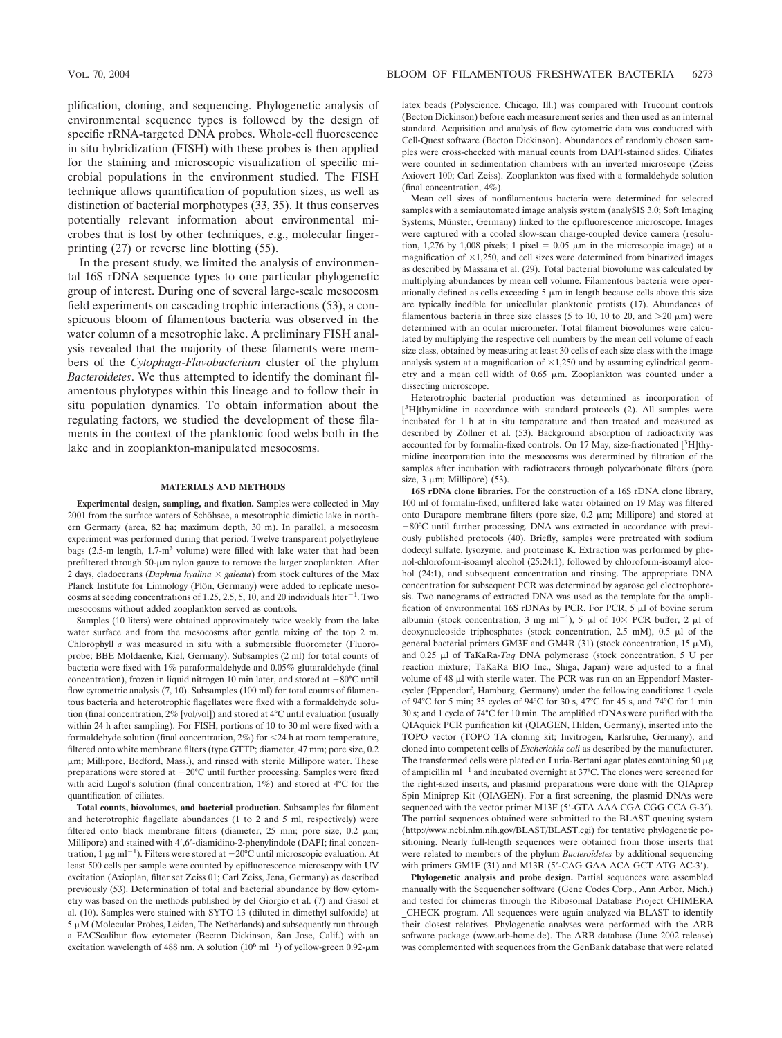plification, cloning, and sequencing. Phylogenetic analysis of environmental sequence types is followed by the design of specific rRNA-targeted DNA probes. Whole-cell fluorescence in situ hybridization (FISH) with these probes is then applied for the staining and microscopic visualization of specific microbial populations in the environment studied. The FISH technique allows quantification of population sizes, as well as distinction of bacterial morphotypes (33, 35). It thus conserves potentially relevant information about environmental microbes that is lost by other techniques, e.g., molecular fingerprinting (27) or reverse line blotting (55).

In the present study, we limited the analysis of environmental 16S rDNA sequence types to one particular phylogenetic group of interest. During one of several large-scale mesocosm field experiments on cascading trophic interactions (53), a conspicuous bloom of filamentous bacteria was observed in the water column of a mesotrophic lake. A preliminary FISH analysis revealed that the majority of these filaments were members of the *Cytophaga-Flavobacterium* cluster of the phylum *Bacteroidetes*. We thus attempted to identify the dominant filamentous phylotypes within this lineage and to follow their in situ population dynamics. To obtain information about the regulating factors, we studied the development of these filaments in the context of the planktonic food webs both in the lake and in zooplankton-manipulated mesocosms.

## MATERIALS AND METHODS

**Experimental design, sampling, and fixation.** Samples were collected in May 2001 from the surface waters of Schöhsee, a mesotrophic dimictic lake in northern Germany (area, 82 ha; maximum depth, 30 m). In parallel, a mesocosm experiment was performed during that period. Twelve transparent polyethylene bags (2.5-m length, 1.7-$m^3$ volume) were filled with lake water that had been prefiltered through 50-μm nylon gauze to remove the larger zooplankton. After 2 days, cladocerans (*Daphnia hyalina* × *galeata*) from stock cultures of the Max Planck Institute for Limnology (Plön, Germany) were added to replicate mesocosms at seeding concentrations of 1.25, 2.5, 5, 10, and 20 individuals liter$^{-1}$. Two mesocosms without added zooplankton served as controls.

Samples (10 liters) were obtained approximately twice weekly from the lake water surface and from the mesocosms after gentle mixing of the top 2 m. Chlorophyll *a* was measured in situ with a submersible fluorometer (Fluoroprobe; BBE Moldaenke, Kiel, Germany). Subsamples (2 ml) for total counts of bacteria were fixed with 1% paraformaldehyde and 0.05% glutaraldehyde (final concentration), frozen in liquid nitrogen 10 min later, and stored at −80°C until flow cytometric analysis (7, 10). Subsamples (100 ml) for total counts of filamentous bacteria and heterotrophic flagellates were fixed with a formaldehyde solution (final concentration, 2% [vol/vol]) and stored at 4°C until evaluation (usually within 24 h after sampling). For FISH, portions of 10 to 30 ml were fixed with a formaldehyde solution (final concentration, 2%) for <24 h at room temperature, filtered onto white membrane filters (type GTTP; diameter, 47 mm; pore size, 0.2 μm; Millipore, Bedford, Mass.), and rinsed with sterile Millipore water. These preparations were stored at −20°C until further processing. Samples were fixed with acid Lugol's solution (final concentration, 1%) and stored at 4°C for the quantification of ciliates.

**Total counts, biovolumes, and bacterial production.** Subsamples for filament and heterotrophic flagellate abundances (1 to 2 and 5 ml, respectively) were filtered onto black membrane filters (diameter, 25 mm; pore size, 0.2 μm; Millipore) and stained with 4′,6′-diamidino-2-phenylindole (DAPI; final concentration, 1 μg ml$^{-1}$). Filters were stored at −20°C until microscopic evaluation. At least 500 cells per sample were counted by epifluorescence microscopy with UV excitation (Axioplan, filter set Zeiss 01; Carl Zeiss, Jena, Germany) as described previously (53). Determination of total and bacterial abundance by flow cytometry was based on the methods published by del Giorgio et al. (7) and Gasol et al. (10). Samples were stained with SYTO 13 (diluted in dimethyl sulfoxide) at 5 μM (Molecular Probes, Leiden, The Netherlands) and subsequently run through a FACScalibur flow cytometer (Becton Dickinson, San Jose, Calif.) with an excitation wavelength of 488 nm. A solution ($10^6$ ml$^{-1}$) of yellow-green 0.92-μm latex beads (Polyscience, Chicago, Ill.) was compared with Trucount controls (Becton Dickinson) before each measurement series and then used as an internal standard. Acquisition and analysis of flow cytometric data was conducted with Cell-Quest software (Becton Dickinson). Abundances of randomly chosen samples were cross-checked with manual counts from DAPI-stained slides. Ciliates were counted in sedimentation chambers with an inverted microscope (Zeiss Axiovert 100; Carl Zeiss). Zooplankton was fixed with a formaldehyde solution (final concentration, 4%).

Mean cell sizes of nonfilamentous bacteria were determined for selected samples with a semiautomated image analysis system (analySIS 3.0; Soft Imaging Systems, Münster, Germany) linked to the epifluorescence microscope. Images were captured with a cooled slow-scan charge-coupled device camera (resolution, 1,276 by 1,008 pixels; 1 pixel = 0.05 μm in the microscopic image) at a magnification of ×1,250, and cell sizes were determined from binarized images as described by Massana et al. (29). Total bacterial biovolume was calculated by multiplying abundances by mean cell volume. Filamentous bacteria were operationally defined as cells exceeding 5 μm in length because cells above this size are typically inedible for unicellular planktonic protists (17). Abundances of filamentous bacteria in three size classes (5 to 10, 10 to 20, and >20 μm) were determined with an ocular micrometer. Total filament biovolumes were calculated by multiplying the respective cell numbers by the mean cell volume of each size class, obtained by measuring at least 30 cells of each size class with the image analysis system at a magnification of ×1,250 and by assuming cylindrical geometry and a mean cell width of 0.65 μm. Zooplankton was counted under a dissecting microscope.

Heterotrophic bacterial production was determined as incorporation of [$^3$H]thymidine in accordance with standard protocols (2). All samples were incubated for 1 h at in situ temperature and then treated and measured as described by Zöllner et al. (53). Background absorption of radioactivity was accounted for by formalin-fixed controls. On 17 May, size-fractionated [$^3$H]thymidine incorporation into the mesocosms was determined by filtration of the samples after incubation with radiotracers through polycarbonate filters (pore size, 3 μm; Millipore) (53).

**16S rDNA clone libraries.** For the construction of a 16S rDNA clone library, 100 ml of formalin-fixed, unfiltered lake water obtained on 19 May was filtered onto Durapore membrane filters (pore size, 0.2 μm; Millipore) and stored at −80°C until further processing. DNA was extracted in accordance with previously published protocols (40). Briefly, samples were pretreated with sodium dodecyl sulfate, lysozyme, and proteinase K. Extraction was performed by phenol-chloroform-isoamyl alcohol (25:24:1), followed by chloroform-isoamyl alcohol (24:1), and subsequent concentration and rinsing. The appropriate DNA concentration for subsequent PCR was determined by agarose gel electrophoresis. Two nanograms of extracted DNA was used as the template for the amplification of environmental 16S rDNAs by PCR. For PCR, 5 μl of bovine serum albumin (stock concentration, 3 mg ml$^{-1}$), 5 μl of 10× PCR buffer, 2 μl of deoxynucleoside triphosphates (stock concentration, 2.5 mM), 0.5 μl of the general bacterial primers GM3F and GM4R (31) (stock concentration, 15 μM), and 0.25 μl of TaKaRa-*Taq* DNA polymerase (stock concentration, 5 U per reaction mixture; TaKaRa BIO Inc., Shiga, Japan) were adjusted to a final volume of 48 μl with sterile water. The PCR was run on an Eppendorf Mastercycler (Eppendorf, Hamburg, Germany) under the following conditions: 1 cycle of 94°C for 5 min; 35 cycles of 94°C for 30 s, 47°C for 45 s, and 74°C for 1 min 30 s; and 1 cycle of 74°C for 10 min. The amplified rDNAs were purified with the QIAquick PCR purification kit (QIAGEN, Hilden, Germany), inserted into the TOPO vector (TOPO TA cloning kit; Invitrogen, Karlsruhe, Germany), and cloned into competent cells of *Escherichia coli* as described by the manufacturer. The transformed cells were plated on Luria-Bertani agar plates containing 50 μg of ampicillin ml$^{-1}$ and incubated overnight at 37°C. The clones were screened for the right-sized inserts, and plasmid preparations were done with the QIAprep Spin Miniprep Kit (QIAGEN). For a first screening, the plasmid DNAs were sequenced with the vector primer M13F (5′-GTA AAA CGA CGG CCA G-3′). The partial sequences obtained were submitted to the BLAST queuing system (http://www.ncbi.nlm.nih.gov/BLAST/BLAST.cgi) for tentative phylogenetic positioning. Nearly full-length sequences were obtained from those inserts that were related to members of the phylum *Bacteroidetes* by additional sequencing with primers GM1F (31) and M13R (5′-CAG GAA ACA GCT ATG AC-3′).

**Phylogenetic analysis and probe design.** Partial sequences were assembled manually with the Sequencher software (Gene Codes Corp., Ann Arbor, Mich.) and tested for chimeras through the Ribosomal Database Project CHIMERA_CHECK program. All sequences were again analyzed via BLAST to identify their closest relatives. Phylogenetic analyses were performed with the ARB software package (www.arb-home.de). The ARB database (June 2002 release) was complemented with sequences from the GenBank database that were related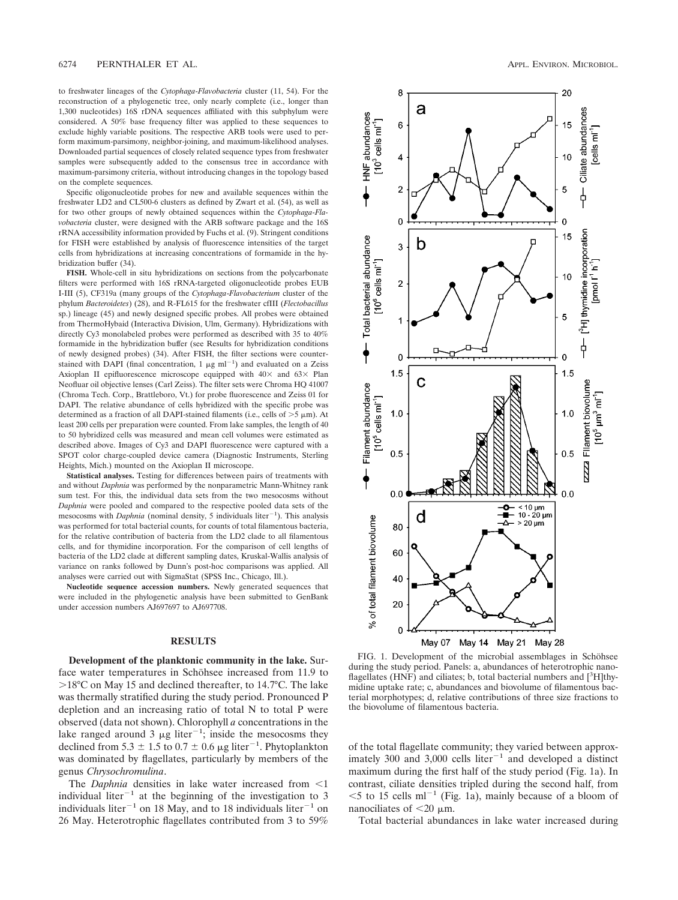to freshwater lineages of the *Cytophaga-Flavobacteria* cluster (11, 54). For the reconstruction of a phylogenetic tree, only nearly complete (i.e., longer than 1,300 nucleotides) 16S rDNA sequences affiliated with this subphylum were considered. A 50% base frequency filter was applied to these sequences to exclude highly variable positions. The respective ARB tools were used to perform maximum-parsimony, neighbor-joining, and maximum-likelihood analyses. Downloaded partial sequences of closely related sequence types from freshwater samples were subsequently added to the consensus tree in accordance with maximum-parsimony criteria, without introducing changes in the topology based on the complete sequences.

Specific oligonucleotide probes for new and available sequences within the freshwater LD2 and CL500-6 clusters as defined by Zwart et al. (54), as well as for two other groups of newly obtained sequences within the *Cytophaga-Flavobacteria* cluster, were designed with the ARB software package and the 16S rRNA accessibility information provided by Fuchs et al. (9). Stringent conditions for FISH were established by analysis of fluorescence intensities of the target cells from hybridizations at increasing concentrations of formamide in the hybridization buffer (34).

**FISH.** Whole-cell in situ hybridizations on sections from the polycarbonate filters were performed with 16S rRNA-targeted oligonucleotide probes EUB I-III (5), CF319a (many groups of the *Cytophaga-Flavobacterium* cluster of the phylum *Bacteroidetes*) (28), and R-FL615 for the freshwater cfIII (*Flectobacillus* sp.) lineage (45) and newly designed specific probes. All probes were obtained from ThermoHybaid (Interactiva Division, Ulm, Germany). Hybridizations with directly Cy3 monolabeled probes were performed as described with 35 to 40% formamide in the hybridization buffer (see Results for hybridization conditions of newly designed probes) (34). After FISH, the filter sections were counterstained with DAPI (final concentration, 1 μg ml$^{-1}$) and evaluated on a Zeiss Axioplan II epifluorescence microscope equipped with 40× and 63× Plan Neofluar oil objective lenses (Carl Zeiss). The filter sets were Chroma HQ 41007 (Chroma Tech. Corp., Brattleboro, Vt.) for probe fluorescence and Zeiss 01 for DAPI. The relative abundance of cells hybridized with the specific probe was determined as a fraction of all DAPI-stained filaments (i.e., cells of >5 μm). At least 200 cells per preparation were counted. From lake samples, the length of 40 to 50 hybridized cells was measured and mean cell volumes were estimated as described above. Images of Cy3 and DAPI fluorescence were captured with a SPOT color charge-coupled device camera (Diagnostic Instruments, Sterling Heights, Mich.) mounted on the Axioplan II microscope.

**Statistical analyses.** Testing for differences between pairs of treatments with and without *Daphnia* was performed by the nonparametric Mann-Whitney rank sum test. For this, the individual data sets from the two mesocosms without *Daphnia* were pooled and compared to the respective pooled data sets of the mesocosms with *Daphnia* (nominal density, 5 individuals liter$^{-1}$). This analysis was performed for total bacterial counts, for counts of total filamentous bacteria, for the relative contribution of bacteria from the LD2 clade to all filamentous cells, and for thymidine incorporation. For the comparison of cell lengths of bacteria of the LD2 clade at different sampling dates, Kruskal-Wallis analysis of variance on ranks followed by Dunn's post-hoc comparisons was applied. All analyses were carried out with SigmaStat (SPSS Inc., Chicago, Ill.).

**Nucleotide sequence accession numbers.** Newly generated sequences that were included in the phylogenetic analysis have been submitted to GenBank under accession numbers AJ697697 to AJ697708.

## RESULTS

**Development of the planktonic community in the lake.** Surface water temperatures in Schöhsee increased from 11.9 to >18°C on May 15 and declined thereafter, to 14.7°C. The lake was thermally stratified during the study period. Pronounced P depletion and an increasing ratio of total N to total P were observed (data not shown). Chlorophyll *a* concentrations in the lake ranged around 3 μg liter$^{-1}$; inside the mesocosms they declined from 5.3 ± 1.5 to 0.7 ± 0.6 μg liter$^{-1}$. Phytoplankton was dominated by flagellates, particularly by members of the genus *Chrysochromulina*.

The *Daphnia* densities in lake water increased from <1 individual liter$^{-1}$ at the beginning of the investigation to 3 individuals liter$^{-1}$ on 18 May, and to 18 individuals liter$^{-1}$ on 26 May. Heterotrophic flagellates contributed from 3 to 59% of the total flagellate community; they varied between approximately 300 and 3,000 cells liter$^{-1}$ and developed a distinct maximum during the first half of the study period (Fig. 1a). In contrast, ciliate densities tripled during the second half, from <5 to 15 cells ml$^{-1}$ (Fig. 1a), mainly because of a bloom of nanociliates of <20 μm.

Total bacterial abundances in lake water increased during

FIG. 1. Development of the microbial assemblages in Schöhsee during the study period. Panels: a, abundances of heterotrophic nanoflagellates (HNF) and ciliates; b, total bacterial numbers and [$^{3}$H]thymidine uptake rate; c, abundances and biovolume of filamentous bacterial morphotypes; d, relative contributions of three size fractions to the biovolume of filamentous bacteria.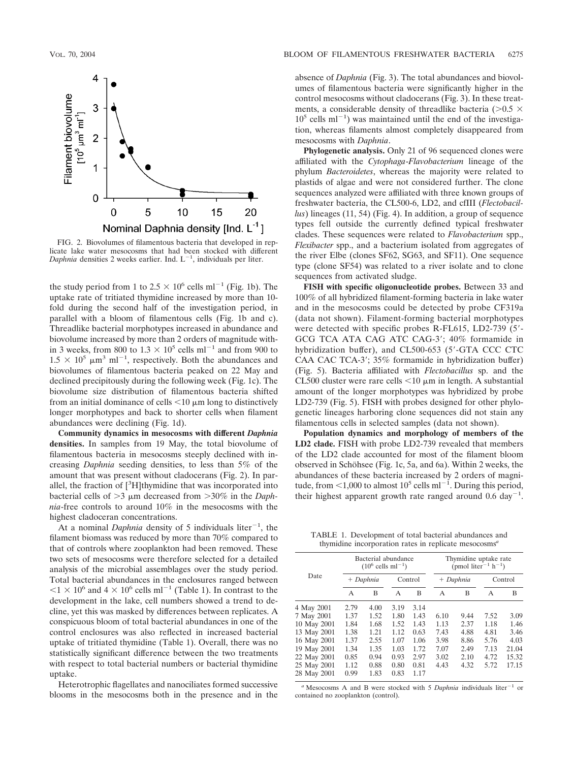FIG. 2. Biovolumes of filamentous bacteria that developed in replicate lake water mesocosms that had been stocked with different *Daphnia* densities 2 weeks earlier. Ind. $L^{-1}$, individuals per liter.

the study period from 1 to $2.5 \times 10^6$ cells $ml^{-1}$ (Fig. 1b). The uptake rate of tritiated thymidine increased by more than 10-fold during the second half of the investigation period, in parallel with a bloom of filamentous cells (Fig. 1b and c). Threadlike bacterial morphotypes increased in abundance and biovolume by more than 2 orders of magnitude within 3 weeks, from 800 to $1.3 \times 10^5$ cells $ml^{-1}$ and from 900 to $1.5 \times 10^5$ $\mu m^3$ $ml^{-1}$, respectively. Both the abundances and biovolumes of filamentous bacteria peaked on 22 May and declined precipitously during the following week (Fig. 1c). The biovolume size distribution of filamentous bacteria shifted from an initial dominance of cells <10 μm long to distinctively longer morphotypes and back to shorter cells when filament abundances were declining (Fig. 1d).

**Community dynamics in mesocosms with different *Daphnia* densities.** In samples from 19 May, the total biovolume of filamentous bacteria in mesocosms steeply declined with increasing *Daphnia* seeding densities, to less than 5% of the amount that was present without cladocerans (Fig. 2). In parallel, the fraction of [$^3$H]thymidine that was incorporated into bacterial cells of >3 μm decreased from >30% in the *Daphnia*-free controls to around 10% in the mesocosms with the highest cladoceran concentrations.

At a nominal *Daphnia* density of 5 individuals $liter^{-1}$, the filament biomass was reduced by more than 70% compared to that of controls where zooplankton had been removed. These two sets of mesocosms were therefore selected for a detailed analysis of the microbial assemblages over the study period. Total bacterial abundances in the enclosures ranged between $<1 \times 10^6$ and $4 \times 10^6$ cells $ml^{-1}$ (Table 1). In contrast to the development in the lake, cell numbers showed a trend to decline, yet this was masked by differences between replicates. A conspicuous bloom of total bacterial abundances in one of the control enclosures was also reflected in increased bacterial uptake of tritiated thymidine (Table 1). Overall, there was no statistically significant difference between the two treatments with respect to total bacterial numbers or bacterial thymidine uptake.

Heterotrophic flagellates and nanociliates formed successive blooms in the mesocosms both in the presence and in the absence of *Daphnia* (Fig. 3). The total abundances and biovolumes of filamentous bacteria were significantly higher in the control mesocosms without cladocerans (Fig. 3). In these treatments, a considerable density of threadlike bacteria ($>0.5 \times 10^5$ cells $ml^{-1}$) was maintained until the end of the investigation, whereas filaments almost completely disappeared from mesocosms with *Daphnia*.

**Phylogenetic analysis.** Only 21 of 96 sequenced clones were affiliated with the *Cytophaga-Flavobacterium* lineage of the phylum *Bacteroidetes*, whereas the majority were related to plastids of algae and were not considered further. The clone sequences analyzed were affiliated with three known groups of freshwater bacteria, the CL500-6, LD2, and cfIII (*Flectobacillus*) lineages (11, 54) (Fig. 4). In addition, a group of sequence types fell outside the currently defined typical freshwater clades. These sequences were related to *Flavobacterium* spp., *Flexibacter* spp., and a bacterium isolated from aggregates of the river Elbe (clones SF62, SG63, and SF11). One sequence type (clone SF54) was related to a river isolate and to clone sequences from activated sludge.

**FISH with specific oligonucleotide probes.** Between 33 and 100% of all hybridized filament-forming bacteria in lake water and in the mesocosms could be detected by probe CF319a (data not shown). Filament-forming bacterial morphotypes were detected with specific probes R-FL615, LD2-739 (5′-GCG TCA ATA CAG ATC CAG-3′; 40% formamide in hybridization buffer), and CL500-653 (5′-GTA CCC CTC CAA CAC TCA-3′; 35% formamide in hybridization buffer) (Fig. 5). Bacteria affiliated with *Flectobacillus* sp. and the CL500 cluster were rare cells <10 μm in length. A substantial amount of the longer morphotypes was hybridized by probe LD2-739 (Fig. 5). FISH with probes designed for other phylogenetic lineages harboring clone sequences did not stain any filamentous cells in selected samples (data not shown).

**Population dynamics and morphology of members of the LD2 clade.** FISH with probe LD2-739 revealed that members of the LD2 clade accounted for most of the filament bloom observed in Schöhsee (Fig. 1c, 5a, and 6a). Within 2 weeks, the abundances of these bacteria increased by 2 orders of magnitude, from <1,000 to almost $10^5$ cells $ml^{-1}$. During this period, their highest apparent growth rate ranged around 0.6 $day^{-1}$.

TABLE 1. Development of total bacterial abundances and thymidine incorporation rates in replicate mesocosms[a]

| Date | Bacterial abundance ($10^6$ cells $ml^{-1}$) | | | | Thymidine uptake rate (pmol $liter^{-1}$ $h^{-1}$) | | | |
|---|---|---|---|---|---|---|---|---|
| | + *Daphnia* | | Control | | + *Daphnia* | | Control | |
| | A | B | A | B | A | B | A | B |
| 4 May 2001 | 2.79 | 4.00 | 3.19 | 3.14 | | | | |
| 7 May 2001 | 1.37 | 1.52 | 1.80 | 1.43 | 6.10 | 9.44 | 7.52 | 3.09 |
| 10 May 2001 | 1.84 | 1.68 | 1.52 | 1.43 | 1.13 | 2.37 | 1.18 | 1.46 |
| 13 May 2001 | 1.38 | 1.21 | 1.12 | 0.63 | 7.43 | 4.88 | 4.81 | 3.46 |
| 16 May 2001 | 1.37 | 2.55 | 1.07 | 1.06 | 3.98 | 8.86 | 5.76 | 4.03 |
| 19 May 2001 | 1.34 | 1.35 | 1.03 | 1.72 | 7.07 | 2.49 | 7.13 | 21.04 |
| 22 May 2001 | 0.85 | 0.94 | 0.93 | 2.97 | 3.02 | 2.10 | 4.72 | 15.32 |
| 25 May 2001 | 1.12 | 0.88 | 0.80 | 0.81 | 4.43 | 4.32 | 5.72 | 17.15 |
| 28 May 2001 | 0.99 | 1.83 | 0.83 | 1.17 | | | | |

[a] Mesocosms A and B were stocked with 5 *Daphnia* individuals $liter^{-1}$ or contained no zooplankton (control).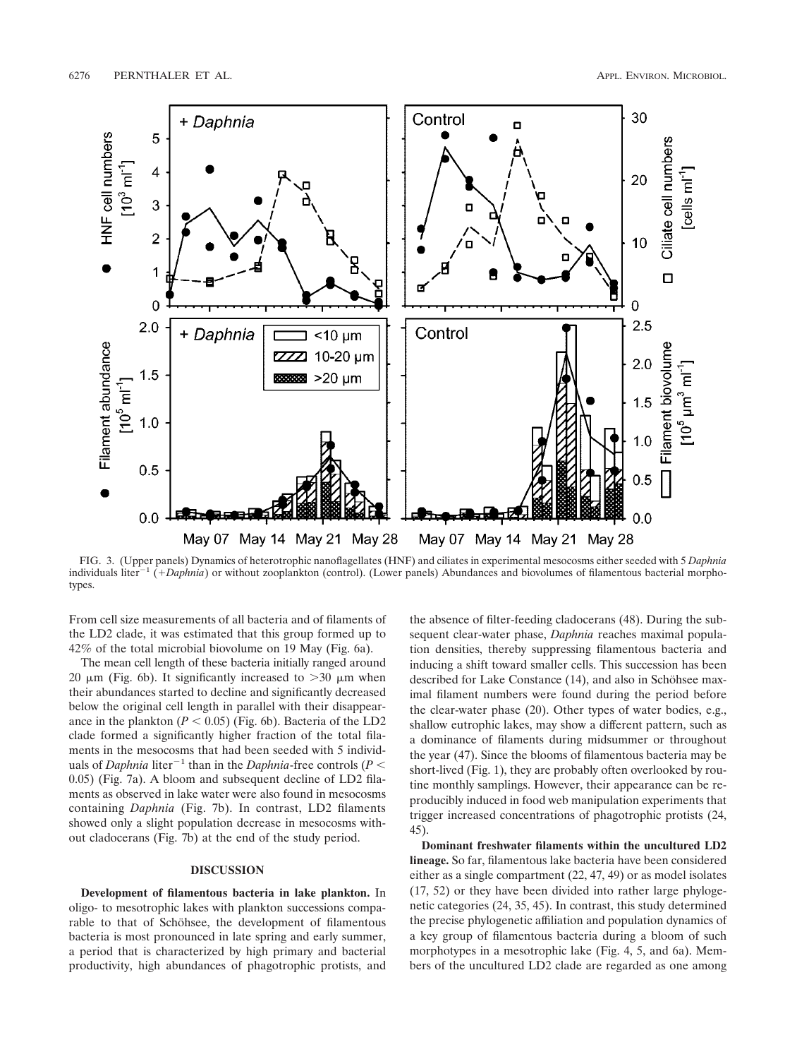FIG. 3. (Upper panels) Dynamics of heterotrophic nanoflagellates (HNF) and ciliates in experimental mesocosms either seeded with 5 *Daphnia* individuals liter$^{-1}$ (*+Daphnia*) or without zooplankton (control). (Lower panels) Abundances and biovolumes of filamentous bacterial morphotypes.

From cell size measurements of all bacteria and of filaments of the LD2 clade, it was estimated that this group formed up to 42% of the total microbial biovolume on 19 May (Fig. 6a).

The mean cell length of these bacteria initially ranged around 20 μm (Fig. 6b). It significantly increased to >30 μm when their abundances started to decline and significantly decreased below the original cell length in parallel with their disappearance in the plankton ($P < 0.05$) (Fig. 6b). Bacteria of the LD2 clade formed a significantly higher fraction of the total filaments in the mesocosms that had been seeded with 5 individuals of *Daphnia* liter$^{-1}$ than in the *Daphnia*-free controls ($P < 0.05$) (Fig. 7a). A bloom and subsequent decline of LD2 filaments as observed in lake water were also found in mesocosms containing *Daphnia* (Fig. 7b). In contrast, LD2 filaments showed only a slight population decrease in mesocosms without cladocerans (Fig. 7b) at the end of the study period.

## DISCUSSION

**Development of filamentous bacteria in lake plankton.** In oligo- to mesotrophic lakes with plankton successions comparable to that of Schöhsee, the development of filamentous bacteria is most pronounced in late spring and early summer, a period that is characterized by high primary and bacterial productivity, high abundances of phagotrophic protists, and the absence of filter-feeding cladocerans (48). During the subsequent clear-water phase, *Daphnia* reaches maximal population densities, thereby suppressing filamentous bacteria and inducing a shift toward smaller cells. This succession has been described for Lake Constance (14), and also in Schöhsee maximal filament numbers were found during the period before the clear-water phase (20). Other types of water bodies, e.g., shallow eutrophic lakes, may show a different pattern, such as a dominance of filaments during midsummer or throughout the year (47). Since the blooms of filamentous bacteria may be short-lived (Fig. 1), they are probably often overlooked by routine monthly samplings. However, their appearance can be reproducibly induced in food web manipulation experiments that trigger increased concentrations of phagotrophic protists (24, 45).

**Dominant freshwater filaments within the uncultured LD2 lineage.** So far, filamentous lake bacteria have been considered either as a single compartment (22, 47, 49) or as model isolates (17, 52) or they have been divided into rather large phylogenetic categories (24, 35, 45). In contrast, this study determined the precise phylogenetic affiliation and population dynamics of a key group of filamentous bacteria during a bloom of such morphotypes in a mesotrophic lake (Fig. 4, 5, and 6a). Members of the uncultured LD2 clade are regarded as one among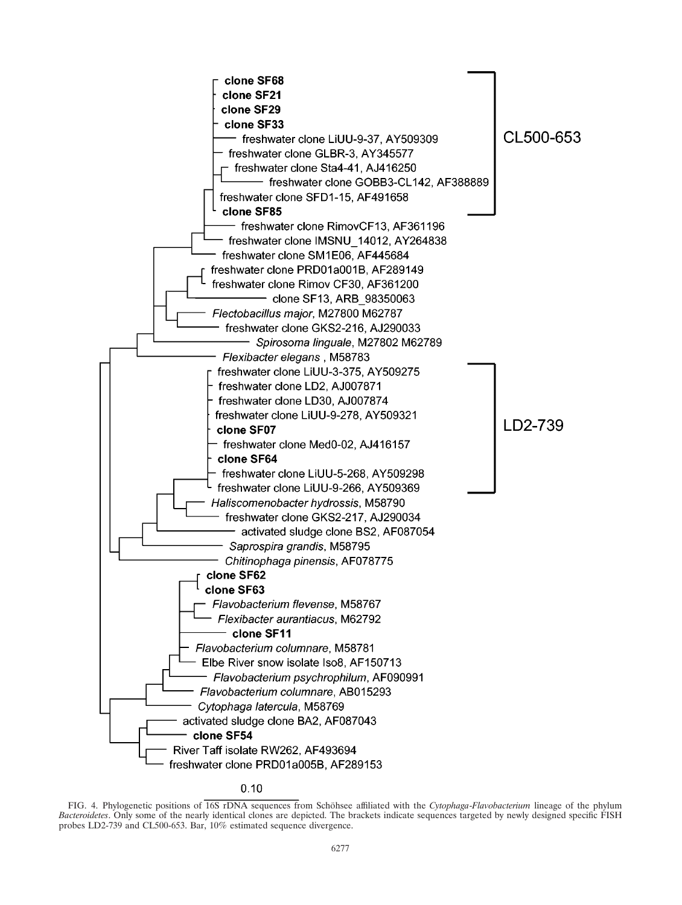FIG. 4. Phylogenetic positions of 16S rDNA sequences from Schöhsee affiliated with the *Cytophaga-Flavobacterium* lineage of the phylum *Bacteroidetes*. Only some of the nearly identical clones are depicted. The brackets indicate sequences targeted by newly designed specific FISH probes LD2-739 and CL500-653. Bar, 10% estimated sequence divergence.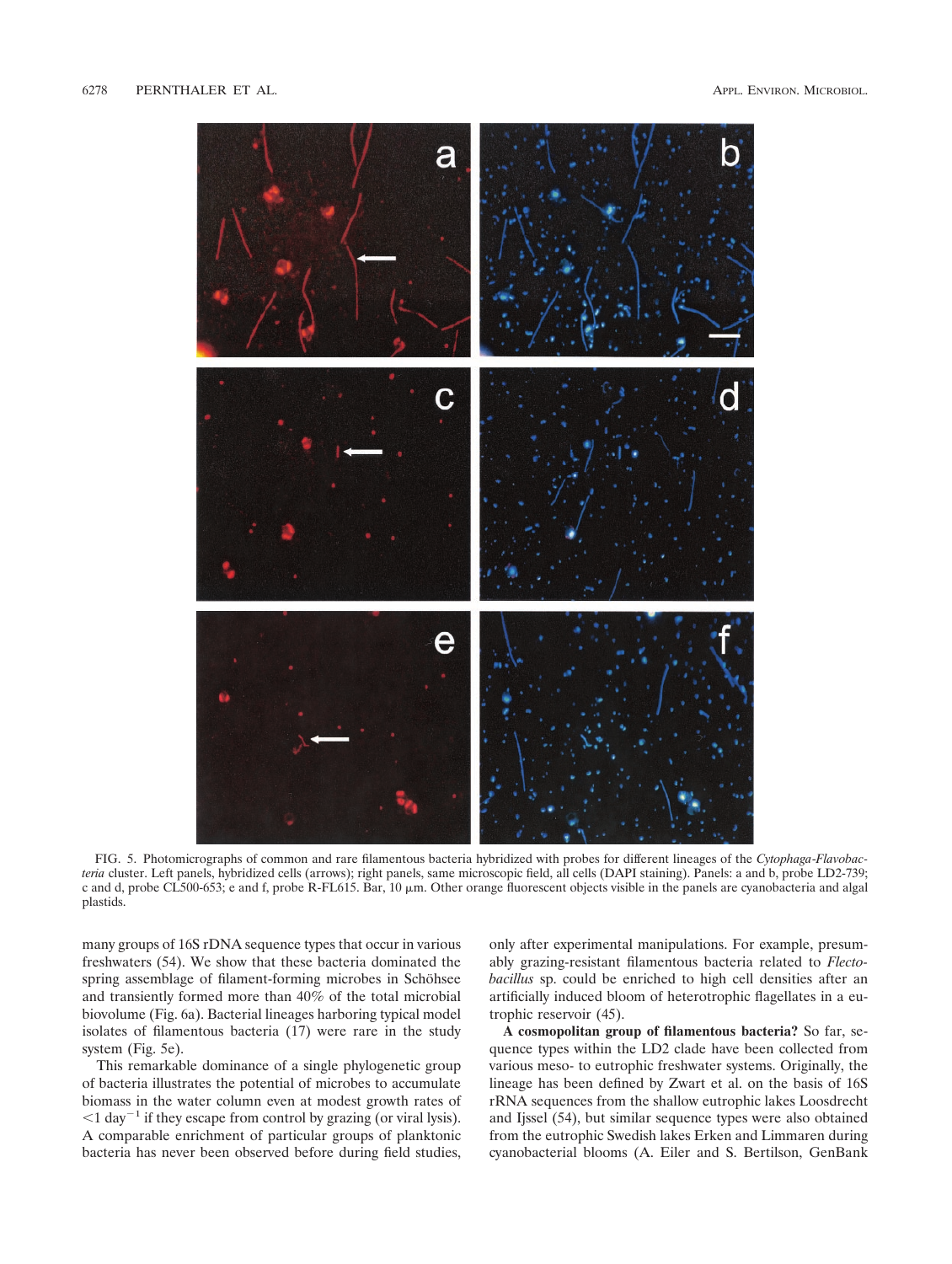FIG. 5. Photomicrographs of common and rare filamentous bacteria hybridized with probes for different lineages of the *Cytophaga-Flavobacteria* cluster. Left panels, hybridized cells (arrows); right panels, same microscopic field, all cells (DAPI staining). Panels: a and b, probe LD2-739; c and d, probe CL500-653; e and f, probe R-FL615. Bar, 10 μm. Other orange fluorescent objects visible in the panels are cyanobacteria and algal plastids.

many groups of 16S rDNA sequence types that occur in various freshwaters (54). We show that these bacteria dominated the spring assemblage of filament-forming microbes in Schöhsee and transiently formed more than 40% of the total microbial biovolume (Fig. 6a). Bacterial lineages harboring typical model isolates of filamentous bacteria (17) were rare in the study system (Fig. 5e).

This remarkable dominance of a single phylogenetic group of bacteria illustrates the potential of microbes to accumulate biomass in the water column even at modest growth rates of $<1$ day$^{-1}$ if they escape from control by grazing (or viral lysis). A comparable enrichment of particular groups of planktonic bacteria has never been observed before during field studies, only after experimental manipulations. For example, presumably grazing-resistant filamentous bacteria related to *Flectobacillus* sp. could be enriched to high cell densities after an artificially induced bloom of heterotrophic flagellates in a eutrophic reservoir (45).

**A cosmopolitan group of filamentous bacteria?** So far, sequence types within the LD2 clade have been collected from various meso- to eutrophic freshwater systems. Originally, the lineage has been defined by Zwart et al. on the basis of 16S rRNA sequences from the shallow eutrophic lakes Loosdrecht and Ijssel (54), but similar sequence types were also obtained from the eutrophic Swedish lakes Erken and Limmaren during cyanobacterial blooms (A. Eiler and S. Bertilson, GenBank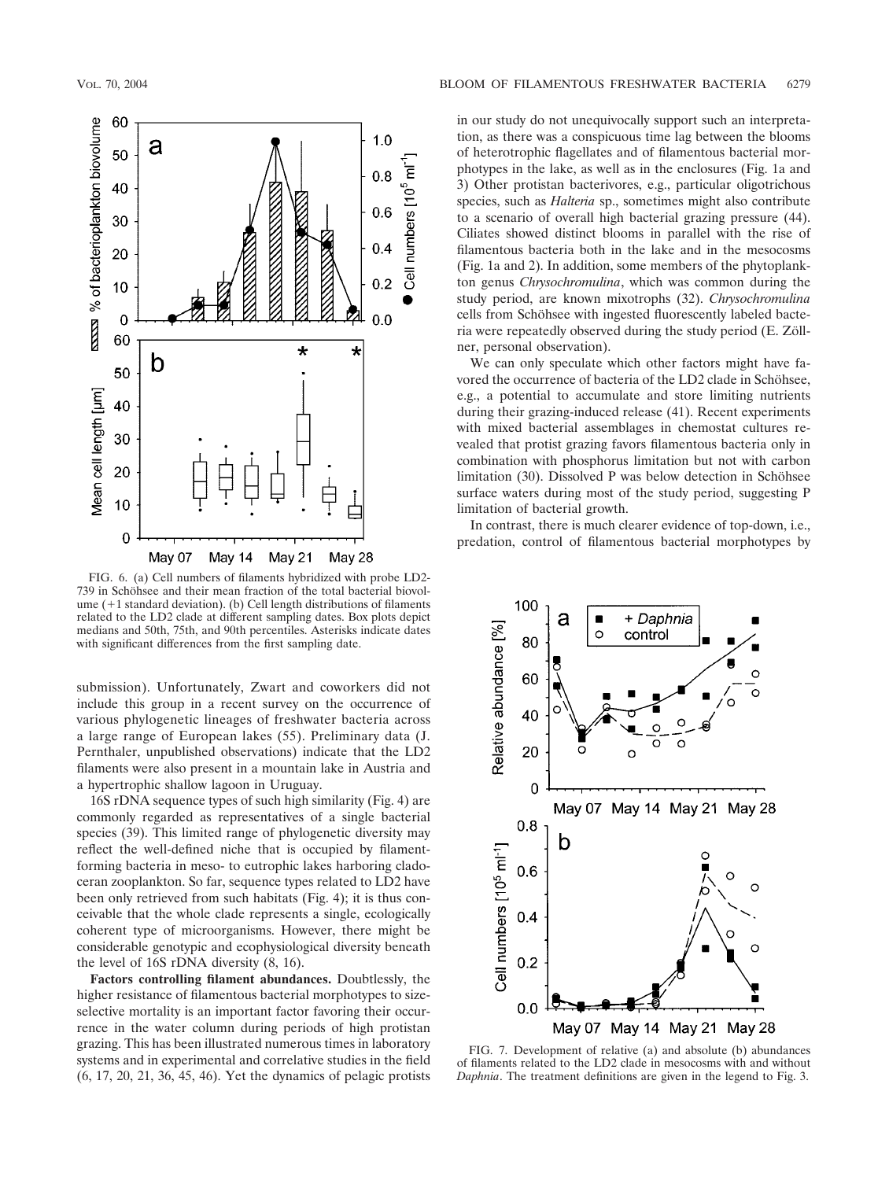FIG. 6. (a) Cell numbers of filaments hybridized with probe LD2-739 in Schöhsee and their mean fraction of the total bacterial biovolume (+1 standard deviation). (b) Cell length distributions of filaments related to the LD2 clade at different sampling dates. Box plots depict medians and 50th, 75th, and 90th percentiles. Asterisks indicate dates with significant differences from the first sampling date.

submission). Unfortunately, Zwart and coworkers did not include this group in a recent survey on the occurrence of various phylogenetic lineages of freshwater bacteria across a large range of European lakes (55). Preliminary data (J. Pernthaler, unpublished observations) indicate that the LD2 filaments were also present in a mountain lake in Austria and a hypertrophic shallow lagoon in Uruguay.

16S rDNA sequence types of such high similarity (Fig. 4) are commonly regarded as representatives of a single bacterial species (39). This limited range of phylogenetic diversity may reflect the well-defined niche that is occupied by filament-forming bacteria in meso- to eutrophic lakes harboring cladoceran zooplankton. So far, sequence types related to LD2 have been only retrieved from such habitats (Fig. 4); it is thus conceivable that the whole clade represents a single, ecologically coherent type of microorganisms. However, there might be considerable genotypic and ecophysiological diversity beneath the level of 16S rDNA diversity (8, 16).

**Factors controlling filament abundances.** Doubtlessly, the higher resistance of filamentous bacterial morphotypes to size-selective mortality is an important factor favoring their occurrence in the water column during periods of high protistan grazing. This has been illustrated numerous times in laboratory systems and in experimental and correlative studies in the field (6, 17, 20, 21, 36, 45, 46). Yet the dynamics of pelagic protists in our study do not unequivocally support such an interpretation, as there was a conspicuous time lag between the blooms of heterotrophic flagellates and of filamentous bacterial morphotypes in the lake, as well as in the enclosures (Fig. 1a and 3) Other protistan bacterivores, e.g., particular oligotrichous species, such as *Halteria* sp., sometimes might also contribute to a scenario of overall high bacterial grazing pressure (44). Ciliates showed distinct blooms in parallel with the rise of filamentous bacteria both in the lake and in the mesocosms (Fig. 1a and 2). In addition, some members of the phytoplankton genus *Chrysochromulina*, which was common during the study period, are known mixotrophs (32). *Chrysochromulina* cells from Schöhsee with ingested fluorescently labeled bacteria were repeatedly observed during the study period (E. Zöllner, personal observation).

We can only speculate which other factors might have favored the occurrence of bacteria of the LD2 clade in Schöhsee, e.g., a potential to accumulate and store limiting nutrients during their grazing-induced release (41). Recent experiments with mixed bacterial assemblages in chemostat cultures revealed that protist grazing favors filamentous bacteria only in combination with phosphorus limitation but not with carbon limitation (30). Dissolved P was below detection in Schöhsee surface waters during most of the study period, suggesting P limitation of bacterial growth.

In contrast, there is much clearer evidence of top-down, i.e., predation, control of filamentous bacterial morphotypes by

FIG. 7. Development of relative (a) and absolute (b) abundances of filaments related to the LD2 clade in mesocosms with and without *Daphnia*. The treatment definitions are given in the legend to Fig. 3.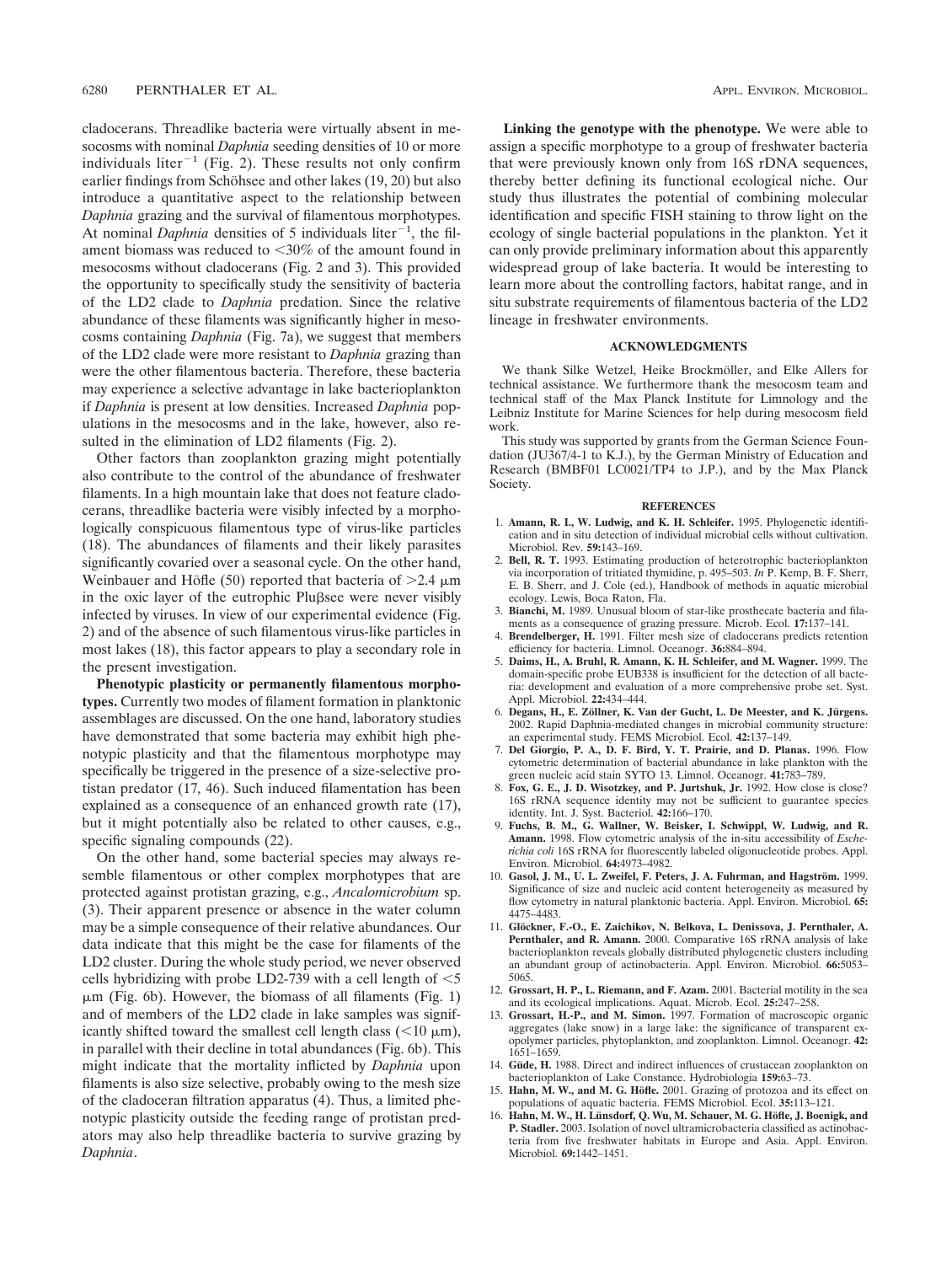cladocerans. Threadlike bacteria were virtually absent in mesocosms with nominal *Daphnia* seeding densities of 10 or more individuals liter$^{-1}$ (Fig. 2). These results not only confirm earlier findings from Schöhsee and other lakes (19, 20) but also introduce a quantitative aspect to the relationship between *Daphnia* grazing and the survival of filamentous morphotypes. At nominal *Daphnia* densities of 5 individuals liter$^{-1}$, the filament biomass was reduced to <30% of the amount found in mesocosms without cladocerans (Fig. 2 and 3). This provided the opportunity to specifically study the sensitivity of bacteria of the LD2 clade to *Daphnia* predation. Since the relative abundance of these filaments was significantly higher in mesocosms containing *Daphnia* (Fig. 7a), we suggest that members of the LD2 clade were more resistant to *Daphnia* grazing than were the other filamentous bacteria. Therefore, these bacteria may experience a selective advantage in lake bacterioplankton if *Daphnia* is present at low densities. Increased *Daphnia* populations in the mesocosms and in the lake, however, also resulted in the elimination of LD2 filaments (Fig. 2).

Other factors than zooplankton grazing might potentially also contribute to the control of the abundance of freshwater filaments. In a high mountain lake that does not feature cladocerans, threadlike bacteria were visibly infected by a morphologically conspicuous filamentous type of virus-like particles (18). The abundances of filaments and their likely parasites significantly covaried over a seasonal cycle. On the other hand, Weinbauer and Höfle (50) reported that bacteria of >2.4 μm in the oxic layer of the eutrophic Plußsee were never visibly infected by viruses. In view of our experimental evidence (Fig. 2) and of the absence of such filamentous virus-like particles in most lakes (18), this factor appears to play a secondary role in the present investigation.

**Phenotypic plasticity or permanently filamentous morphotypes.** Currently two modes of filament formation in planktonic assemblages are discussed. On the one hand, laboratory studies have demonstrated that some bacteria may exhibit high phenotypic plasticity and that the filamentous morphotype may specifically be triggered in the presence of a size-selective protistan predator (17, 46). Such induced filamentation has been explained as a consequence of an enhanced growth rate (17), but it might potentially also be related to other causes, e.g., specific signaling compounds (22).

On the other hand, some bacterial species may always resemble filamentous or other complex morphotypes that are protected against protistan grazing, e.g., *Ancalomicrobium* sp. (3). Their apparent presence or absence in the water column may be a simple consequence of their relative abundances. Our data indicate that this might be the case for filaments of the LD2 cluster. During the whole study period, we never observed cells hybridizing with probe LD2-739 with a cell length of <5 μm (Fig. 6b). However, the biomass of all filaments (Fig. 1) and of members of the LD2 clade in lake samples was significantly shifted toward the smallest cell length class (<10 μm), in parallel with their decline in total abundances (Fig. 6b). This might indicate that the mortality inflicted by *Daphnia* upon filaments is also size selective, probably owing to the mesh size of the cladoceran filtration apparatus (4). Thus, a limited phenotypic plasticity outside the feeding range of protistan predators may also help threadlike bacteria to survive grazing by *Daphnia*.

**Linking the genotype with the phenotype.** We were able to assign a specific morphotype to a group of freshwater bacteria that were previously known only from 16S rDNA sequences, thereby better defining its functional ecological niche. Our study thus illustrates the potential of combining molecular identification and specific FISH staining to throw light on the ecology of single bacterial populations in the plankton. Yet it can only provide preliminary information about this apparently widespread group of lake bacteria. It would be interesting to learn more about the controlling factors, habitat range, and in situ substrate requirements of filamentous bacteria of the LD2 lineage in freshwater environments.

## ACKNOWLEDGMENTS

We thank Silke Wetzel, Heike Brockmöller, and Elke Allers for technical assistance. We furthermore thank the mesocosm team and technical staff of the Max Planck Institute for Limnology and the Leibniz Institute for Marine Sciences for help during mesocosm field work.

This study was supported by grants from the German Science Foundation (JU367/4-1 to K.J.), by the German Ministry of Education and Research (BMBF01 LC0021/TP4 to J.P.), and by the Max Planck Society.

## REFERENCES

1. **Amann, R. I., W. Ludwig, and K. H. Schleifer.** 1995. Phylogenetic identification and in situ detection of individual microbial cells without cultivation. Microbiol. Rev. **59:**143–169.
2. **Bell, R. T.** 1993. Estimating production of heterotrophic bacterioplankton via incorporation of tritiated thymidine, p. 495–503. *In* P. Kemp, B. F. Sherr, E. B. Sherr, and J. Cole (ed.), Handbook of methods in aquatic microbial ecology. Lewis, Boca Raton, Fla.
3. **Bianchi, M.** 1989. Unusual bloom of star-like prosthecate bacteria and filaments as a consequence of grazing pressure. Microb. Ecol. **17:**137–141.
4. **Brendelberger, H.** 1991. Filter mesh size of cladocerans predicts retention efficiency for bacteria. Limnol. Oceanogr. **36:**884–894.
5. **Daims, H., A. Bruhl, R. Amann, K. H. Schleifer, and M. Wagner.** 1999. The domain-specific probe EUB338 is insufficient for the detection of all bacteria: development and evaluation of a more comprehensive probe set. Syst. Appl. Microbiol. **22:**434–444.
6. **Degans, H., E. Zöllner, K. Van der Gucht, L. De Meester, and K. Jürgens.** 2002. Rapid Daphnia-mediated changes in microbial community structure: an experimental study. FEMS Microbiol. Ecol. **42:**137–149.
7. **Del Giorgio, P. A., D. F. Bird, Y. T. Prairie, and D. Planas.** 1996. Flow cytometric determination of bacterial abundance in lake plankton with the green nucleic acid stain SYTO 13. Limnol. Oceanogr. **41:**783–789.
8. **Fox, G. E., J. D. Wisotzkey, and P. Jurtshuk, Jr.** 1992. How close is close? 16S rRNA sequence identity may not be sufficient to guarantee species identity. Int. J. Syst. Bacteriol. **42:**166–170.
9. **Fuchs, B. M., G. Wallner, W. Beisker, I. Schwippl, W. Ludwig, and R. Amann.** 1998. Flow cytometric analysis of the in-situ accessibility of *Escherichia coli* 16S rRNA for fluorescently labeled oligonucleotide probes. Appl. Environ. Microbiol. **64:**4973–4982.
10. **Gasol, J. M., U. L. Zweifel, F. Peters, J. A. Fuhrman, and Hagström.** 1999. Significance of size and nucleic acid content heterogeneity as measured by flow cytometry in natural planktonic bacteria. Appl. Environ. Microbiol. **65:**4475–4483.
11. **Glöckner, F.-O., E. Zaichikov, N. Belkova, L. Denissova, J. Pernthaler, A. Pernthaler, and R. Amann.** 2000. Comparative 16S rRNA analysis of lake bacterioplankton reveals globally distributed phylogenetic clusters including an abundant group of actinobacteria. Appl. Environ. Microbiol. **66:**5053–5065.
12. **Grossart, H. P., L. Riemann, and F. Azam.** 2001. Bacterial motility in the sea and its ecological implications. Aquat. Microb. Ecol. **25:**247–258.
13. **Grossart, H.-P., and M. Simon.** 1997. Formation of macroscopic organic aggregates (lake snow) in a large lake: the significance of transparent exopolymer particles, phytoplankton, and zooplankton. Limnol. Oceanogr. **42:**1651–1659.
14. **Güde, H.** 1988. Direct and indirect influences of crustacean zooplankton on bacterioplankton of Lake Constance. Hydrobiologia **159:**63–73.
15. **Hahn, M. W., and M. G. Höfle.** 2001. Grazing of protozoa and its effect on populations of aquatic bacteria. FEMS Microbiol. Ecol. **35:**113–121.
16. **Hahn, M. W., H. Lünsdorf, Q. Wu, M. Schauer, M. G. Höfle, J. Boenigk, and P. Stadler.** 2003. Isolation of novel ultramicrobacteria classified as actinobacteria from five freshwater habitats in Europe and Asia. Appl. Environ. Microbiol. **69:**1442–1451.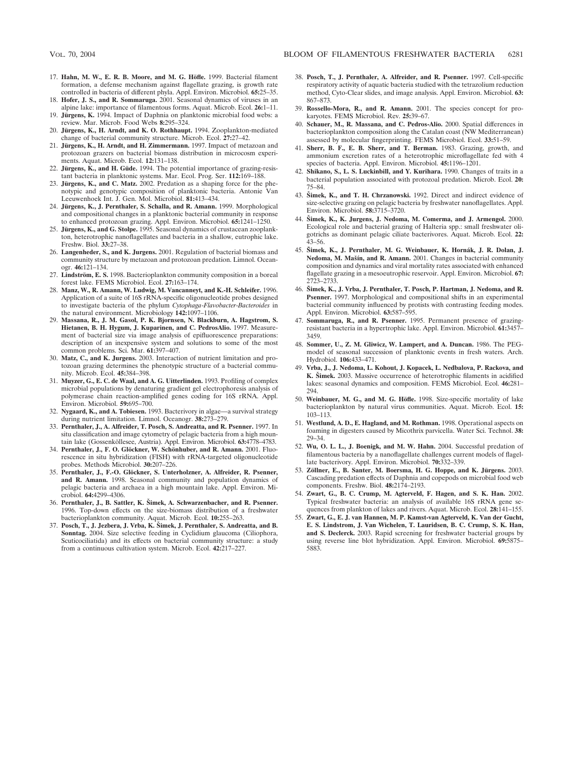17. **Hahn, M. W., E. R. B. Moore, and M. G. Höfle.** 1999. Bacterial filament formation, a defense mechanism against flagellate grazing, is growth rate controlled in bacteria of different phyla. Appl. Environ. Microbiol. **65:**25–35.
18. **Hofer, J. S., and R. Sommaruga.** 2001. Seasonal dynamics of viruses in an alpine lake: importance of filamentous forms. Aquat. Microb. Ecol. **26:**1–11.
19. **Jürgens, K.** 1994. Impact of Daphnia on planktonic microbial food webs: a review. Mar. Microb. Food Webs **8:**295–324.
20. **Jürgens, K., H. Arndt, and K. O. Rothhaupt.** 1994. Zooplankton-mediated change of bacterial community structure. Microb. Ecol. **27:**27–42.
21. **Jürgens, K., H. Arndt, and H. Zimmermann.** 1997. Impact of metazoan and protozoan grazers on bacterial biomass distribution in microcosm experiments. Aquat. Microb. Ecol. **12:**131–138.
22. **Jürgens, K., and H. Güde.** 1994. The potential importance of grazing-resistant bacteria in planktonic systems. Mar. Ecol. Prog. Ser. **112:**169–188.
23. **Jürgens, K., and C. Matz.** 2002. Predation as a shaping force for the phenotypic and genotypic composition of planktonic bacteria. Antonie Van Leeuwenhoek Int. J. Gen. Mol. Microbiol. **81:**413–434.
24. **Jürgens, K., J. Pernthaler, S. Schalla, and R. Amann.** 1999. Morphological and compositional changes in a planktonic bacterial community in response to enhanced protozoan grazing. Appl. Environ. Microbiol. **65:**1241–1250.
25. **Jürgens, K., and G. Stolpe.** 1995. Seasonal dynamics of crustacean zooplankton, heterotrophic nanoflagellates and bacteria in a shallow, eutrophic lake. Freshw. Biol. **33:**27–38.
26. **Langenheder, S., and K. Jurgens.** 2001. Regulation of bacterial biomass and community structure by metazoan and protozoan predation. Limnol. Oceanogr. **46:**121–134.
27. **Lindström, E. S.** 1998. Bacterioplankton community composition in a boreal forest lake. FEMS Microbiol. Ecol. **27:**163–174.
28. **Manz, W., R. Amann, W. Ludwig, M. Vancanneyt, and K.-H. Schleifer.** 1996. Application of a suite of 16S rRNA-specific oligonucleotide probes designed to investigate bacteria of the phylum *Cytophaga-Flavobacter-Bacteroides* in the natural environment. Microbiology **142:**1097–1106.
29. **Massana, R., J. M. Gasol, P. K. Bjornsen, N. Blackburn, A. Hagstrom, S. Hietanen, B. H. Hygum, J. Kuparinen, and C. PedrosAlio.** 1997. Measurement of bacterial size via image analysis of epifluorescence preparations: description of an inexpensive system and solutions to some of the most common problems. Sci. Mar. **61:**397–407.
30. **Matz, C., and K. Jurgens.** 2003. Interaction of nutrient limitation and protozoan grazing determines the phenotypic structure of a bacterial community. Microb. Ecol. **45:**384–398.
31. **Muyzer, G., E. C. de Waal, and A. G. Uitterlinden.** 1993. Profiling of complex microbial populations by denaturing gradient gel electrophoresis analysis of polymerase chain reaction-amplified genes coding for 16S rRNA. Appl. Environ. Microbiol. **59:**695–700.
32. **Nygaard, K., and A. Tobiesen.** 1993. Bacterivory in algae—a survival strategy during nutrient limitation. Limnol. Oceanogr. **38:**273–279.
33. **Pernthaler, J., A. Alfreider, T. Posch, S. Andreatta, and R. Psenner.** 1997. In situ classification and image cytometry of pelagic bacteria from a high mountain lake (Gossenköllesee, Austria). Appl. Environ. Microbiol. **63:**4778–4783.
34. **Pernthaler, J., F. O. Glöckner, W. Schönhuber, and R. Amann.** 2001. Fluorescence in situ hybridization (FISH) with rRNA-targeted oligonucleotide probes. Methods Microbiol. **30:**207–226.
35. **Pernthaler, J., F.-O. Glöckner, S. Unterholzner, A. Alfreider, R. Psenner, and R. Amann.** 1998. Seasonal community and population dynamics of pelagic bacteria and archaea in a high mountain lake. Appl. Environ. Microbiol. **64:**4299–4306.
36. **Pernthaler, J., B. Sattler, K. Šimek, A. Schwarzenbacher, and R. Psenner.** 1996. Top-down effects on the size-biomass distribution of a freshwater bacterioplankton community. Aquat. Microb. Ecol. **10:**255–263.
37. **Posch, T., J. Jezbera, J. Vrba, K. Šimek, J. Pernthaler, S. Andreatta, and B. Sonntag.** 2004. Size selective feeding in Cyclidium glaucoma (Ciliophora, Scuticociliatida) and its effects on bacterial community structure: a study from a continuous cultivation system. Microb. Ecol. **42:**217–227.
38. **Posch, T., J. Pernthaler, A. Alfreider, and R. Psenner.** 1997. Cell-specific respiratory activity of aquatic bacteria studied with the tetrazolium reduction method, Cyto-Clear slides, and image analysis. Appl. Environ. Microbiol. **63:**867–873.
39. **Rossello-Mora, R., and R. Amann.** 2001. The species concept for prokaryotes. FEMS Microbiol. Rev. **25:**39–67.
40. **Schauer, M., R. Massana, and C. Pedros-Alio.** 2000. Spatial differences in bacterioplankton composition along the Catalan coast (NW Mediterranean) assessed by molecular fingerprinting. FEMS Microbiol. Ecol. **33:**51–59.
41. **Sherr, B. F., E. B. Sherr, and T. Berman.** 1983. Grazing, growth, and ammonium excretion rates of a heterotrophic microflagellate fed with 4 species of bacteria. Appl. Environ. Microbiol. **45:**1196–1201.
42. **Shikano, S., L. S. Luckinbill, and Y. Kurihara.** 1990. Changes of traits in a bacterial population associated with protozoal predation. Microb. Ecol. **20:**75–84.
43. **Šimek, K., and T. H. Chrzanowski.** 1992. Direct and indirect evidence of size-selective grazing on pelagic bacteria by freshwater nanoflagellates. Appl. Environ. Microbiol. **58:**3715–3720.
44. **Šimek, K., K. Jurgens, J. Nedoma, M. Comerma, and J. Armengol.** 2000. Ecological role and bacterial grazing of Halteria spp.: small freshwater oligotrichs as dominant pelagic ciliate bacterivores. Aquat. Microb. Ecol. **22:**43–56.
45. **Šimek, K., J. Pernthaler, M. G. Weinbauer, K. Horňák, J. R. Dolan, J. Nedoma, M. Mašín, and R. Amann.** 2001. Changes in bacterial community composition and dynamics and viral mortality rates associated with enhanced flagellate grazing in a mesoeutrophic reservoir. Appl. Environ. Microbiol. **67:**2723–2733.
46. **Šimek, K., J. Vrba, J. Pernthaler, T. Posch, P. Hartman, J. Nedoma, and R. Psenner.** 1997. Morphological and compositional shifts in an experimental bacterial community influenced by protists with contrasting feeding modes. Appl. Environ. Microbiol. **63:**587–595.
47. **Sommaruga, R., and R. Psenner.** 1995. Permanent presence of grazing-resistant bacteria in a hypertrophic lake. Appl. Environ. Microbiol. **61:**3457–3459.
48. **Sommer, U., Z. M. Gliwicz, W. Lampert, and A. Duncan.** 1986. The PEG-model of seasonal succession of planktonic events in fresh waters. Arch. Hydrobiol. **106:**433–471.
49. **Vrba, J., J. Nedoma, L. Kohout, J. Kopacek, L. Nedbalova, P. Rackova, and K. Šimek.** 2003. Massive occurrence of heterotrophic filaments in acidified lakes: seasonal dynamics and composition. FEMS Microbiol. Ecol. **46:**281–294.
50. **Weinbauer, M. G., and M. G. Höfle.** 1998. Size-specific mortality of lake bacterioplankton by natural virus communities. Aquat. Microb. Ecol. **15:**103–113.
51. **Westlund, A. D., E. Hagland, and M. Rothman.** 1998. Operational aspects on foaming in digesters caused by Micothrix parvicella. Water Sci. Technol. **38:**29–34.
52. **Wu, O. L. L., J. Boenigk, and M. W. Hahn.** 2004. Successful predation of filamentous bacteria by a nanoflagellate challenges current models of flagellate bacterivory. Appl. Environ. Microbiol. **70:**332–339.
53. **Zöllner, E., B. Santer, M. Boersma, H. G. Hoppe, and K. Jürgens.** 2003. Cascading predation effects of Daphnia and copepods on microbial food web components. Freshw. Biol. **48:**2174–2193.
54. **Zwart, G., B. C. Crump, M. Agterveld, F. Hagen, and S. K. Han.** 2002. Typical freshwater bacteria: an analysis of available 16S rRNA gene sequences from plankton of lakes and rivers. Aquat. Microb. Ecol. **28:**141–155.
55. **Zwart, G., E. J. van Hannen, M. P. Kamst-van Agterveld, K. Van der Gucht, E. S. Lindstrom, J. Van Wichelen, T. Lauridsen, B. C. Crump, S. K. Han, and S. Declerck.** 2003. Rapid screening for freshwater bacterial groups by using reverse line blot hybridization. Appl. Environ. Microbiol. **69:**5875–5883.